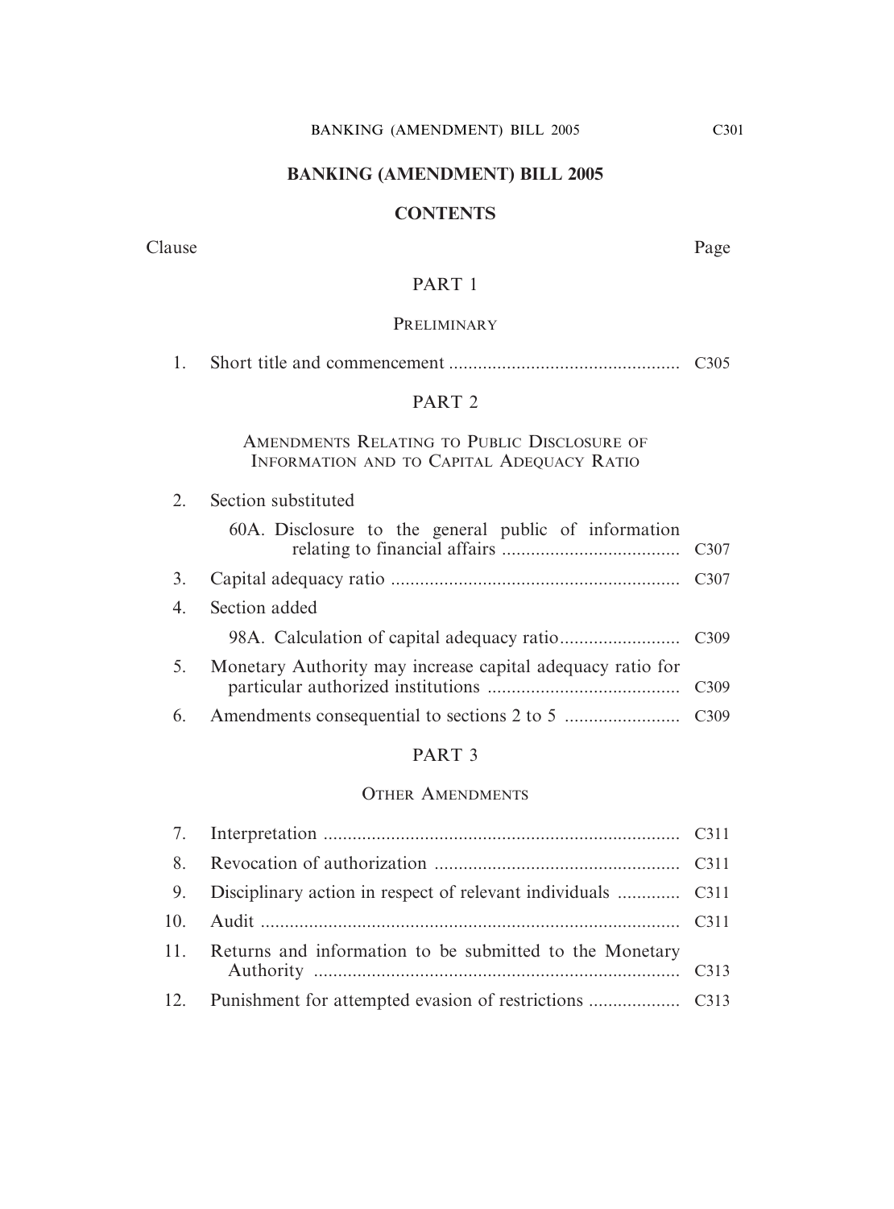# BANKING (AMENDMENT) BILL 2005

## CONTENTS

| Clause | | Page |
|---|---|---|
| | **PART 1** | |
| | PRELIMINARY | |
| 1. | Short title and commencement | C305 |
| | **PART 2** | |
| | AMENDMENTS RELATING TO PUBLIC DISCLOSURE OF INFORMATION AND TO CAPITAL ADEQUACY RATIO | |
| 2. | Section substituted | |
| | 60A. Disclosure to the general public of information relating to financial affairs | C307 |
| 3. | Capital adequacy ratio | C307 |
| 4. | Section added | |
| | 98A. Calculation of capital adequacy ratio | C309 |
| 5. | Monetary Authority may increase capital adequacy ratio for particular authorized institutions | C309 |
| 6. | Amendments consequential to sections 2 to 5 | C309 |
| | **PART 3** | |
| | OTHER AMENDMENTS | |
| 7. | Interpretation | C311 |
| 8. | Revocation of authorization | C311 |
| 9. | Disciplinary action in respect of relevant individuals | C311 |
| 10. | Audit | C311 |
| 11. | Returns and information to be submitted to the Monetary Authority | C313 |
| 12. | Punishment for attempted evasion of restrictions | C313 |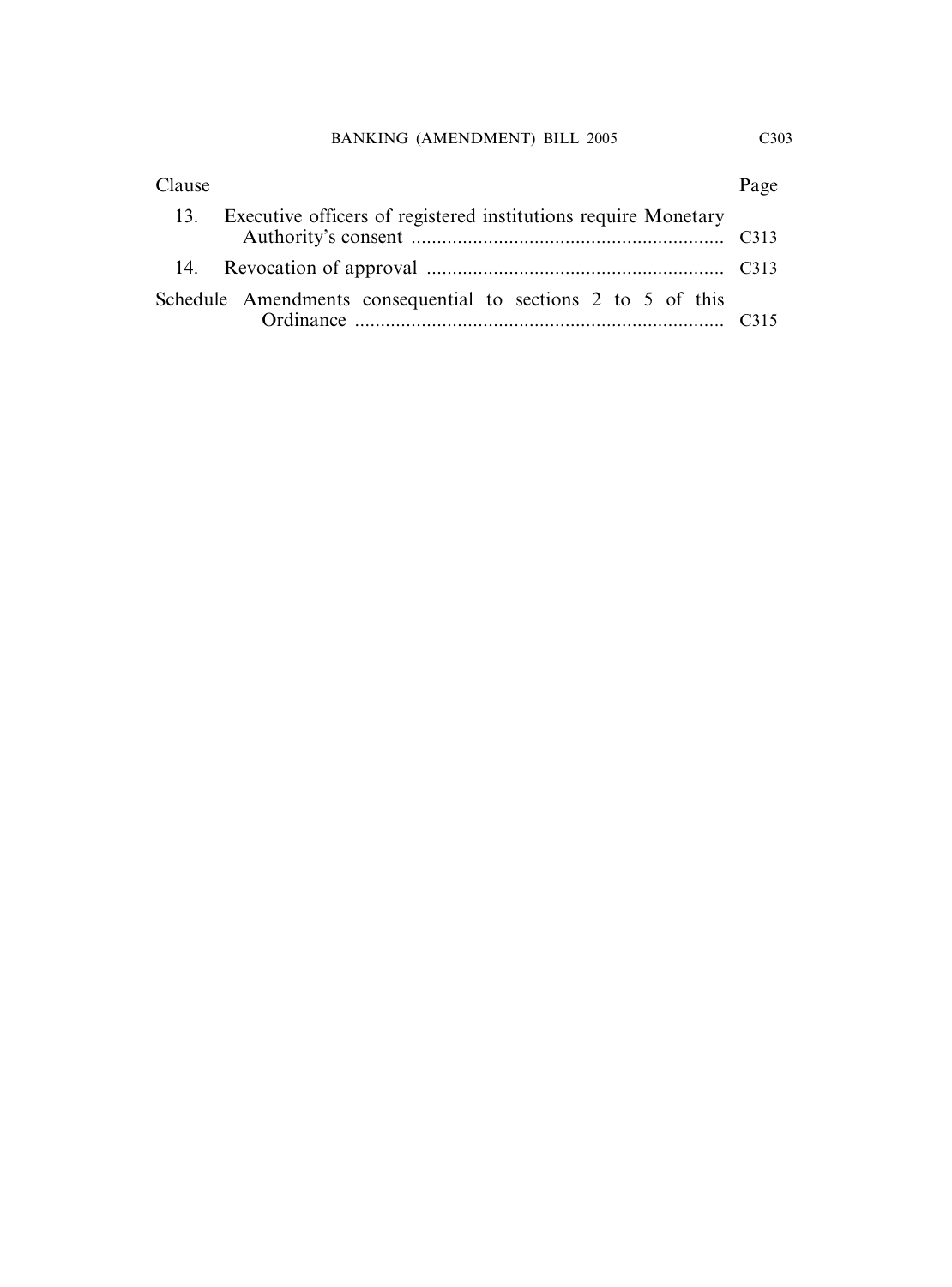| Clause | | Page |
|---|---|---|
| 13. | Executive officers of registered institutions require Monetary Authority's consent | C313 |
| 14. | Revocation of approval | C313 |
| Schedule | Amendments consequential to sections 2 to 5 of this Ordinance | C315 |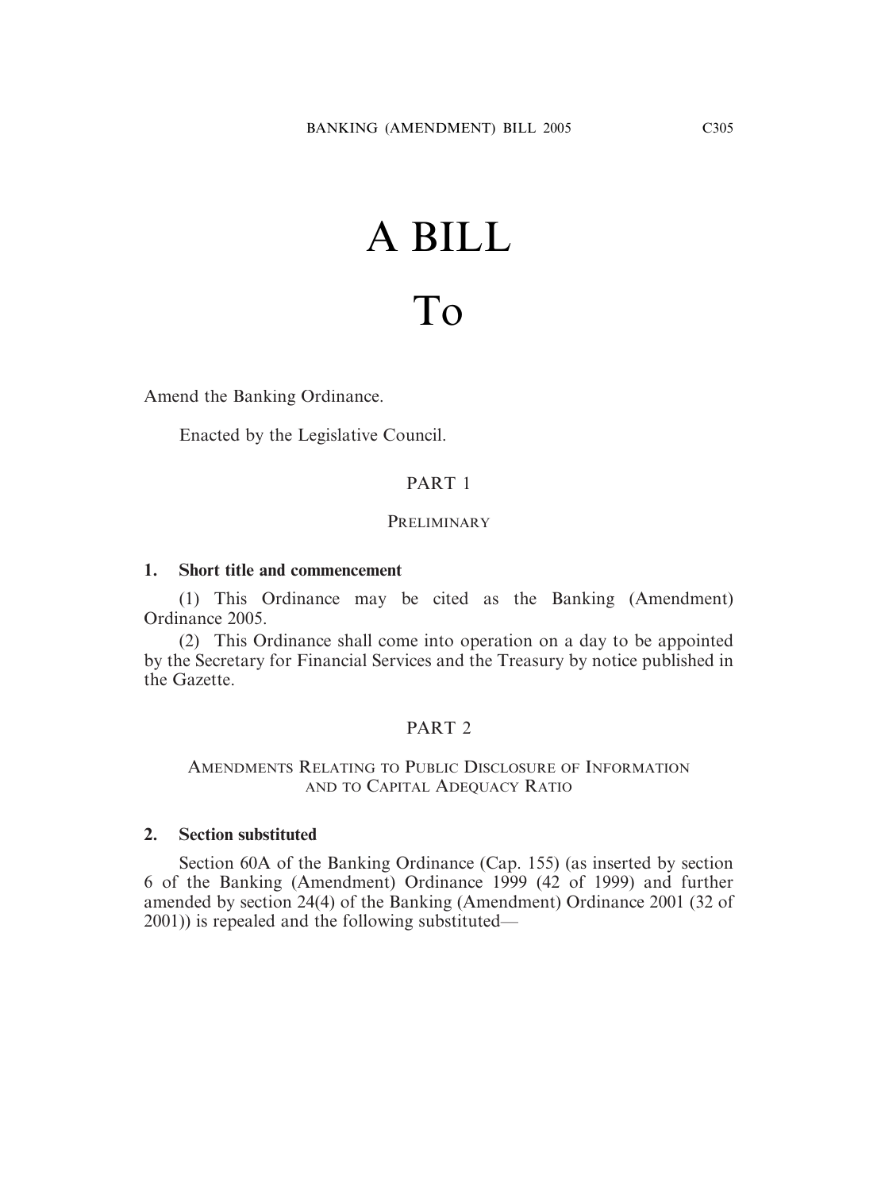# A BILL

# To

Amend the Banking Ordinance.

Enacted by the Legislative Council.

## PART 1

### PRELIMINARY

**1. Short title and commencement**

(1) This Ordinance may be cited as the Banking (Amendment) Ordinance 2005.

(2) This Ordinance shall come into operation on a day to be appointed by the Secretary for Financial Services and the Treasury by notice published in the Gazette.

## PART 2

### AMENDMENTS RELATING TO PUBLIC DISCLOSURE OF INFORMATION AND TO CAPITAL ADEQUACY RATIO

**2. Section substituted**

Section 60A of the Banking Ordinance (Cap. 155) (as inserted by section 6 of the Banking (Amendment) Ordinance 1999 (42 of 1999) and further amended by section 24(4) of the Banking (Amendment) Ordinance 2001 (32 of 2001)) is repealed and the following substituted—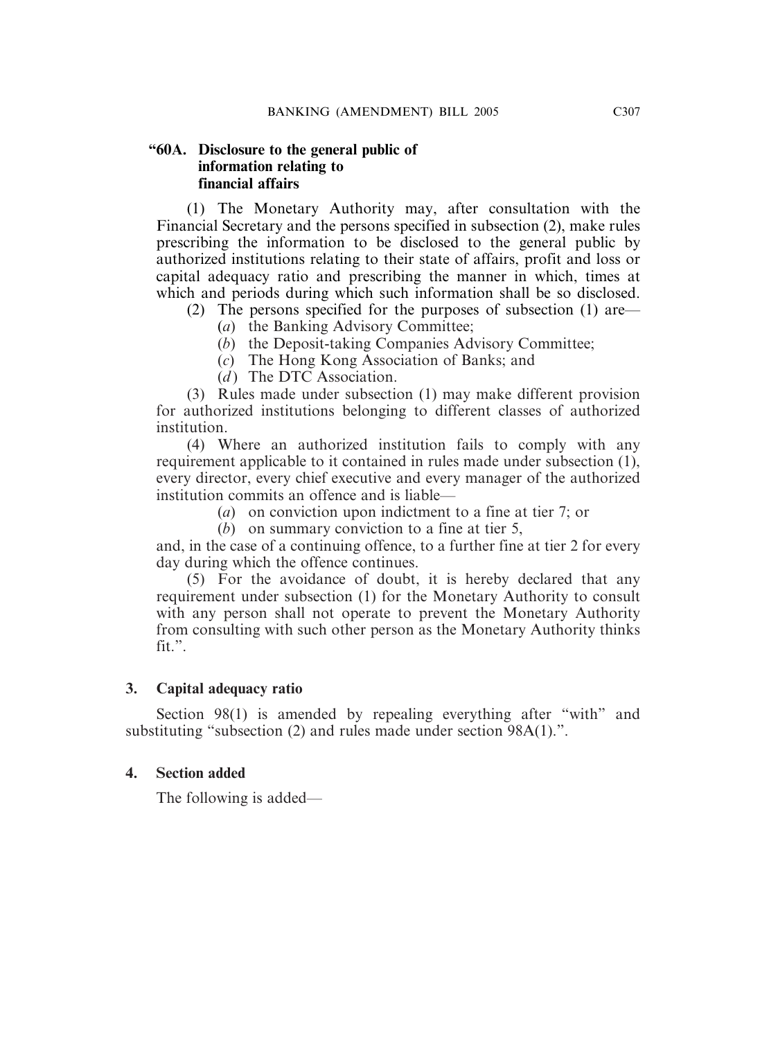**"60A. Disclosure to the general public of information relating to financial affairs**

(1) The Monetary Authority may, after consultation with the Financial Secretary and the persons specified in subsection (2), make rules prescribing the information to be disclosed to the general public by authorized institutions relating to their state of affairs, profit and loss or capital adequacy ratio and prescribing the manner in which, times at which and periods during which such information shall be so disclosed.

(2) The persons specified for the purposes of subsection (1) are—

(*a*) the Banking Advisory Committee;

(*b*) the Deposit-taking Companies Advisory Committee;

(*c*) The Hong Kong Association of Banks; and

(*d*) The DTC Association.

(3) Rules made under subsection (1) may make different provision for authorized institutions belonging to different classes of authorized institution.

(4) Where an authorized institution fails to comply with any requirement applicable to it contained in rules made under subsection (1), every director, every chief executive and every manager of the authorized institution commits an offence and is liable—

(*a*) on conviction upon indictment to a fine at tier 7; or

(*b*) on summary conviction to a fine at tier 5,

and, in the case of a continuing offence, to a further fine at tier 2 for every day during which the offence continues.

(5) For the avoidance of doubt, it is hereby declared that any requirement under subsection (1) for the Monetary Authority to consult with any person shall not operate to prevent the Monetary Authority from consulting with such other person as the Monetary Authority thinks fit.".

**3. Capital adequacy ratio**

Section 98(1) is amended by repealing everything after "with" and substituting "subsection (2) and rules made under section 98A(1).".

**4. Section added**

The following is added—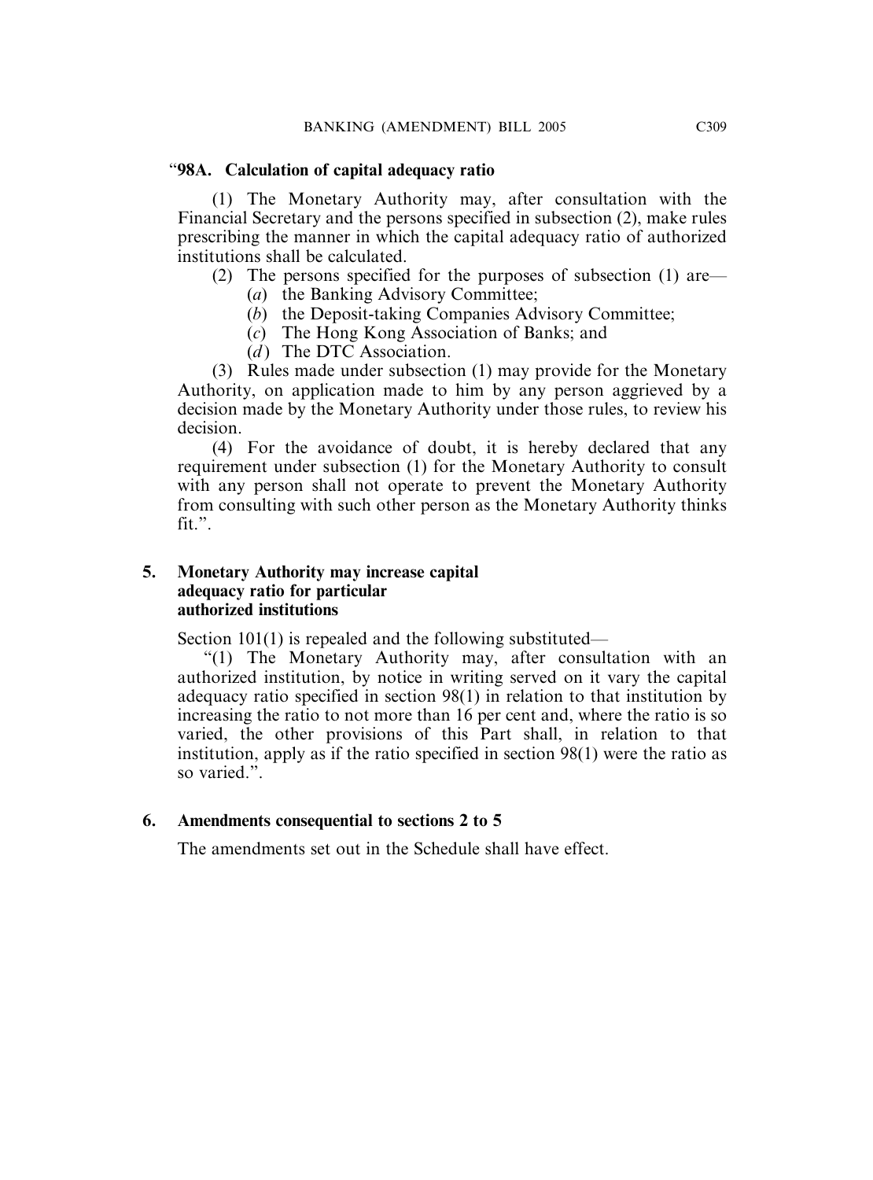"**98A. Calculation of capital adequacy ratio**

(1) The Monetary Authority may, after consultation with the Financial Secretary and the persons specified in subsection (2), make rules prescribing the manner in which the capital adequacy ratio of authorized institutions shall be calculated.

(2) The persons specified for the purposes of subsection (1) are—

(*a*) the Banking Advisory Committee;

(*b*) the Deposit-taking Companies Advisory Committee;

(*c*) The Hong Kong Association of Banks; and

(*d*) The DTC Association.

(3) Rules made under subsection (1) may provide for the Monetary Authority, on application made to him by any person aggrieved by a decision made by the Monetary Authority under those rules, to review his decision.

(4) For the avoidance of doubt, it is hereby declared that any requirement under subsection (1) for the Monetary Authority to consult with any person shall not operate to prevent the Monetary Authority from consulting with such other person as the Monetary Authority thinks fit.".

**5. Monetary Authority may increase capital adequacy ratio for particular authorized institutions**

Section 101(1) is repealed and the following substituted—

"(1) The Monetary Authority may, after consultation with an authorized institution, by notice in writing served on it vary the capital adequacy ratio specified in section 98(1) in relation to that institution by increasing the ratio to not more than 16 per cent and, where the ratio is so varied, the other provisions of this Part shall, in relation to that institution, apply as if the ratio specified in section 98(1) were the ratio as so varied.".

**6. Amendments consequential to sections 2 to 5**

The amendments set out in the Schedule shall have effect.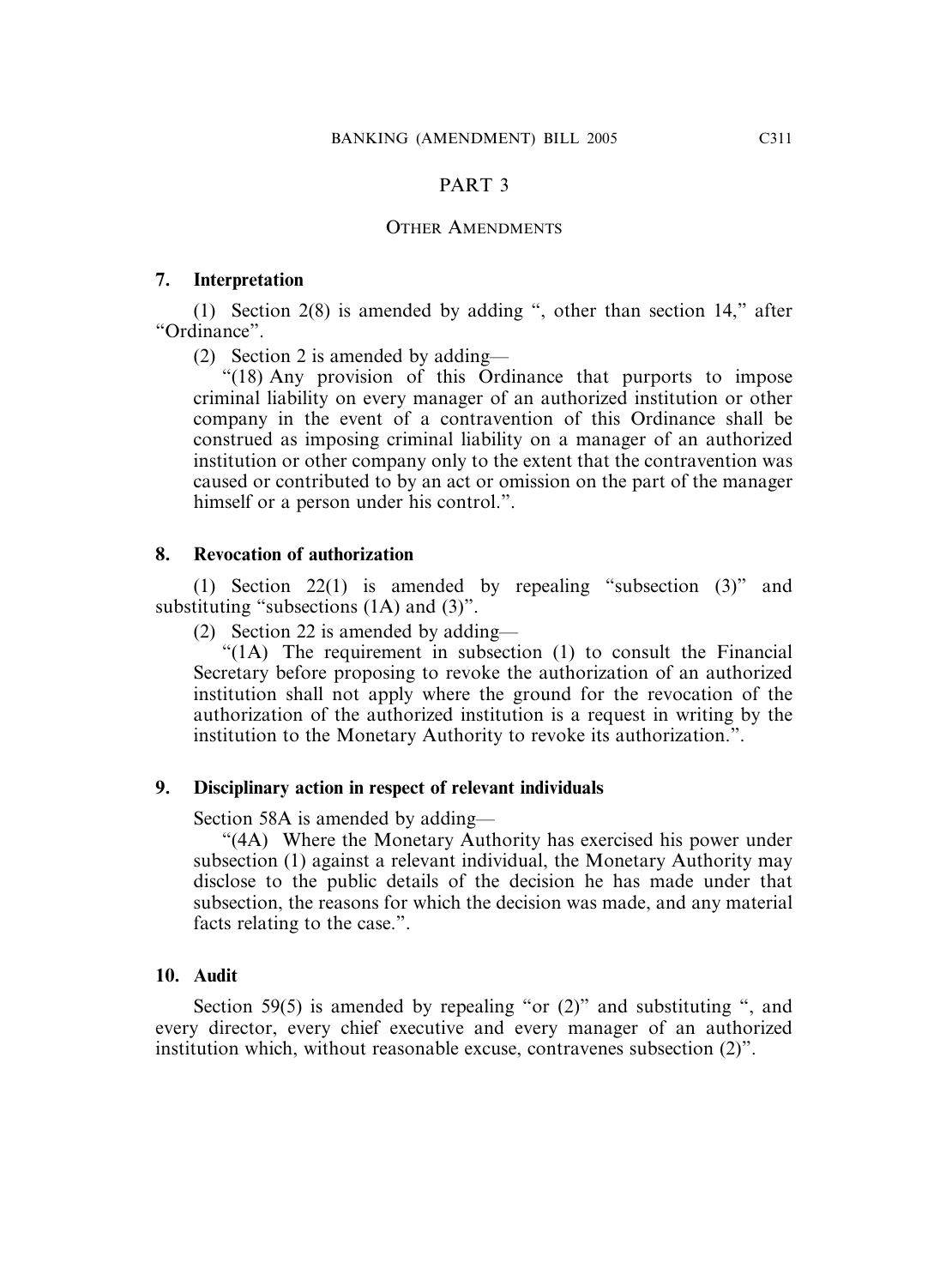# PART 3

## OTHER AMENDMENTS

**7. Interpretation**

(1) Section 2(8) is amended by adding ", other than section 14," after "Ordinance".

(2) Section 2 is amended by adding—

"(18) Any provision of this Ordinance that purports to impose criminal liability on every manager of an authorized institution or other company in the event of a contravention of this Ordinance shall be construed as imposing criminal liability on a manager of an authorized institution or other company only to the extent that the contravention was caused or contributed to by an act or omission on the part of the manager himself or a person under his control.".

**8. Revocation of authorization**

(1) Section 22(1) is amended by repealing "subsection (3)" and substituting "subsections (1A) and (3)".

(2) Section 22 is amended by adding—

"(1A) The requirement in subsection (1) to consult the Financial Secretary before proposing to revoke the authorization of an authorized institution shall not apply where the ground for the revocation of the authorization of the authorized institution is a request in writing by the institution to the Monetary Authority to revoke its authorization.".

**9. Disciplinary action in respect of relevant individuals**

Section 58A is amended by adding—

"(4A) Where the Monetary Authority has exercised his power under subsection (1) against a relevant individual, the Monetary Authority may disclose to the public details of the decision he has made under that subsection, the reasons for which the decision was made, and any material facts relating to the case.".

**10. Audit**

Section 59(5) is amended by repealing "or (2)" and substituting ", and every director, every chief executive and every manager of an authorized institution which, without reasonable excuse, contravenes subsection (2)".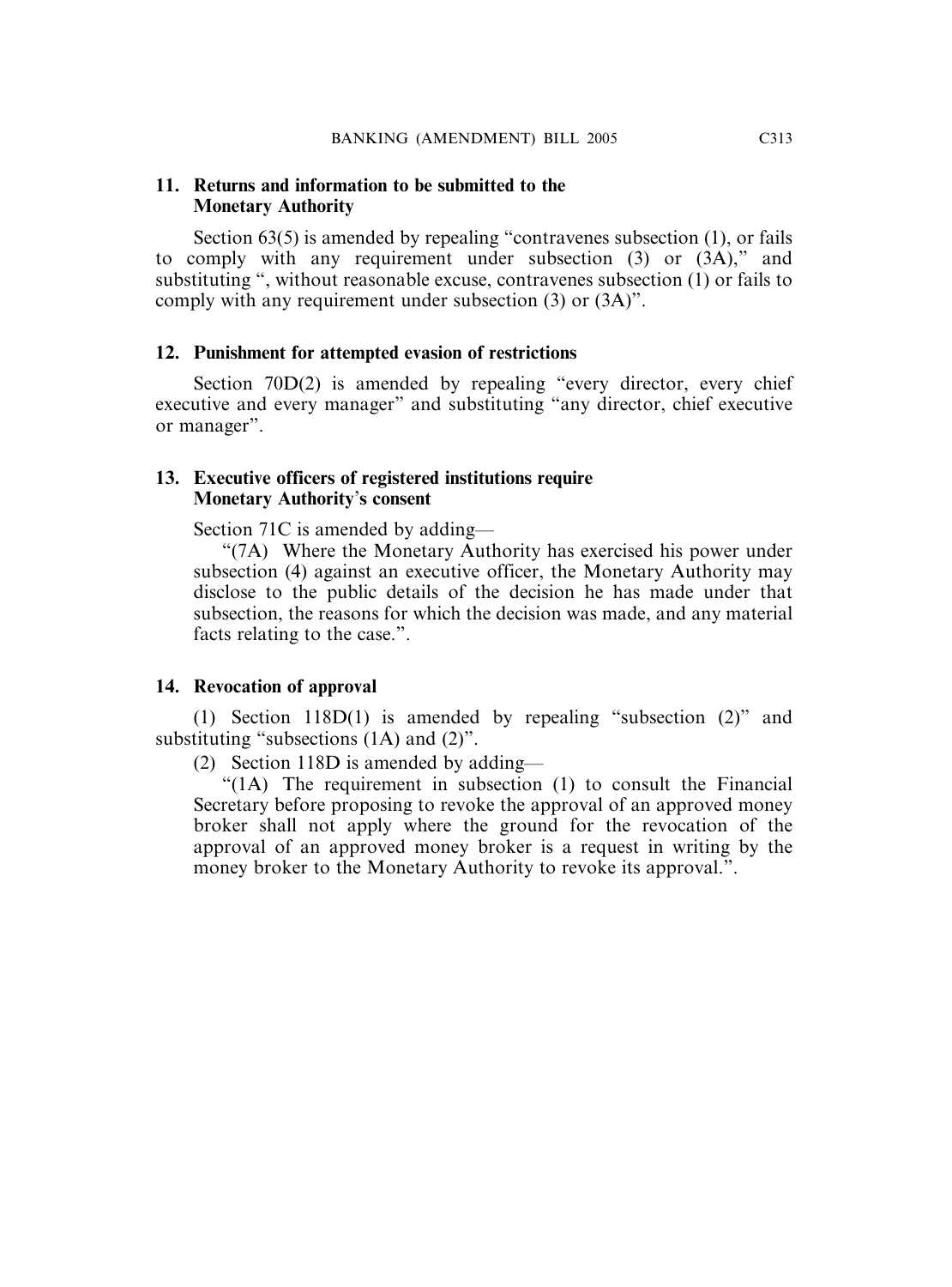### 11. Returns and information to be submitted to the Monetary Authority

Section 63(5) is amended by repealing "contravenes subsection (1), or fails to comply with any requirement under subsection (3) or (3A)," and substituting ", without reasonable excuse, contravenes subsection (1) or fails to comply with any requirement under subsection (3) or (3A)".

### 12. Punishment for attempted evasion of restrictions

Section 70D(2) is amended by repealing "every director, every chief executive and every manager" and substituting "any director, chief executive or manager".

### 13. Executive officers of registered institutions require Monetary Authority's consent

Section 71C is amended by adding—

"(7A) Where the Monetary Authority has exercised his power under subsection (4) against an executive officer, the Monetary Authority may disclose to the public details of the decision he has made under that subsection, the reasons for which the decision was made, and any material facts relating to the case.".

### 14. Revocation of approval

(1) Section 118D(1) is amended by repealing "subsection (2)" and substituting "subsections (1A) and (2)".

(2) Section 118D is amended by adding—

"(1A) The requirement in subsection (1) to consult the Financial Secretary before proposing to revoke the approval of an approved money broker shall not apply where the ground for the revocation of the approval of an approved money broker is a request in writing by the money broker to the Monetary Authority to revoke its approval.".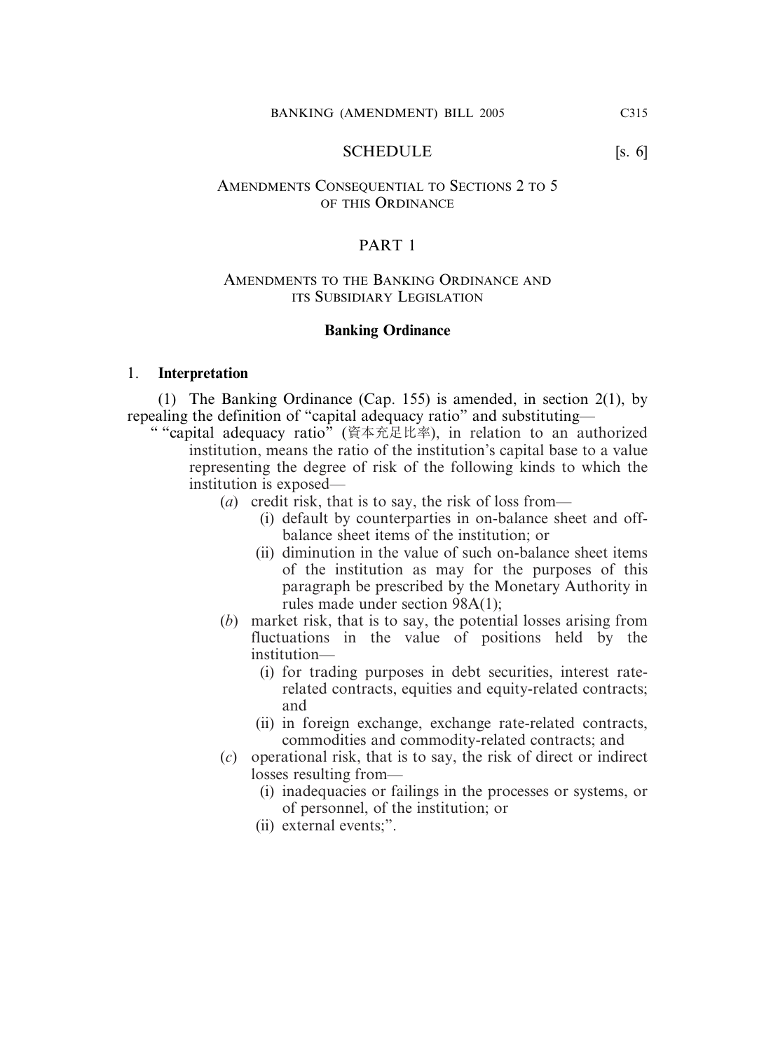## SCHEDULE [s. 6]

### AMENDMENTS CONSEQUENTIAL TO SECTIONS 2 TO 5 OF THIS ORDINANCE

### PART 1

### AMENDMENTS TO THE BANKING ORDINANCE AND ITS SUBSIDIARY LEGISLATION

**Banking Ordinance**

1. **Interpretation**

(1) The Banking Ordinance (Cap. 155) is amended, in section 2(1), by repealing the definition of "capital adequacy ratio" and substituting—

" "capital adequacy ratio" (資本充足比率), in relation to an authorized institution, means the ratio of the institution's capital base to a value representing the degree of risk of the following kinds to which the institution is exposed—

(*a*) credit risk, that is to say, the risk of loss from—

(i) default by counterparties in on-balance sheet and off-balance sheet items of the institution; or

(ii) diminution in the value of such on-balance sheet items of the institution as may for the purposes of this paragraph be prescribed by the Monetary Authority in rules made under section 98A(1);

(*b*) market risk, that is to say, the potential losses arising from fluctuations in the value of positions held by the institution—

(i) for trading purposes in debt securities, interest rate-related contracts, equities and equity-related contracts; and

(ii) in foreign exchange, exchange rate-related contracts, commodities and commodity-related contracts; and

(*c*) operational risk, that is to say, the risk of direct or indirect losses resulting from—

(i) inadequacies or failings in the processes or systems, or of personnel, of the institution; or

(ii) external events;".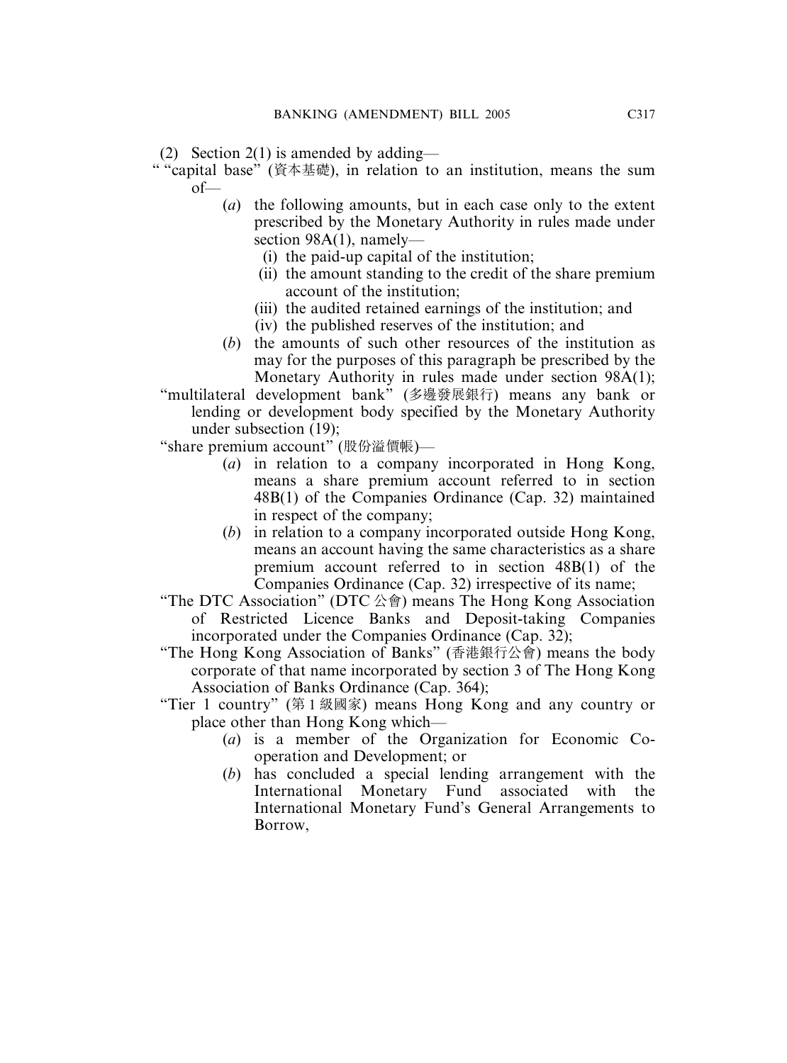(2) Section 2(1) is amended by adding—

" "capital base" (資本基礎), in relation to an institution, means the sum of—

- (*a*) the following amounts, but in each case only to the extent prescribed by the Monetary Authority in rules made under section 98A(1), namely—
  - (i) the paid-up capital of the institution;
  - (ii) the amount standing to the credit of the share premium account of the institution;
  - (iii) the audited retained earnings of the institution; and
  - (iv) the published reserves of the institution; and
- (*b*) the amounts of such other resources of the institution as may for the purposes of this paragraph be prescribed by the Monetary Authority in rules made under section 98A(1);

"multilateral development bank" (多邊發展銀行) means any bank or lending or development body specified by the Monetary Authority under subsection (19);

"share premium account" (股份溢價帳)—

- (*a*) in relation to a company incorporated in Hong Kong, means a share premium account referred to in section 48B(1) of the Companies Ordinance (Cap. 32) maintained in respect of the company;
- (*b*) in relation to a company incorporated outside Hong Kong, means an account having the same characteristics as a share premium account referred to in section 48B(1) of the Companies Ordinance (Cap. 32) irrespective of its name;

"The DTC Association" (DTC 公會) means The Hong Kong Association of Restricted Licence Banks and Deposit-taking Companies incorporated under the Companies Ordinance (Cap. 32);

"The Hong Kong Association of Banks" (香港銀行公會) means the body corporate of that name incorporated by section 3 of The Hong Kong Association of Banks Ordinance (Cap. 364);

"Tier 1 country" (第 1 級國家) means Hong Kong and any country or place other than Hong Kong which—

- (*a*) is a member of the Organization for Economic Co-operation and Development; or
- (*b*) has concluded a special lending arrangement with the International Monetary Fund associated with the International Monetary Fund's General Arrangements to Borrow,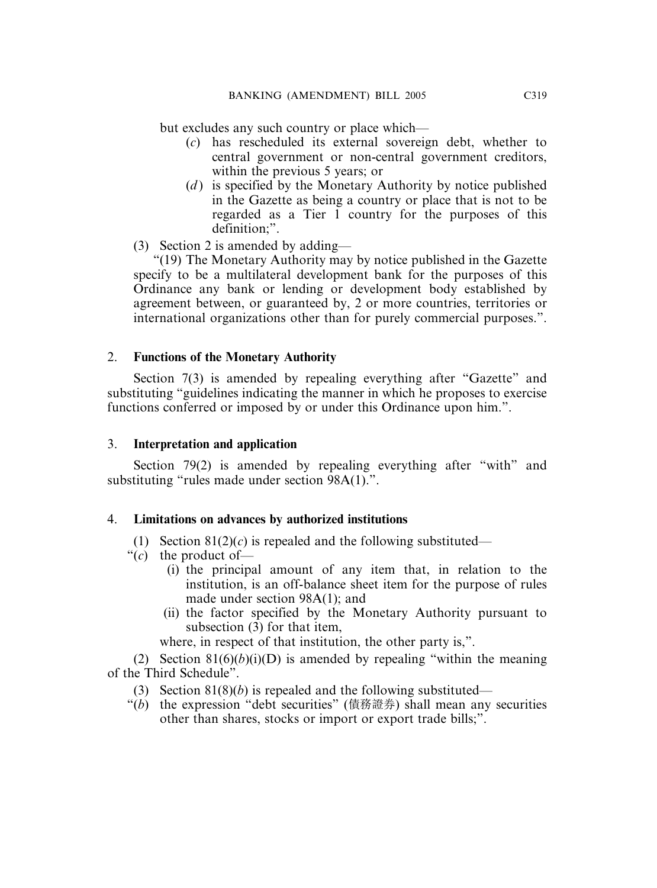but excludes any such country or place which—

- (*c*) has rescheduled its external sovereign debt, whether to central government or non-central government creditors, within the previous 5 years; or
- (*d*) is specified by the Monetary Authority by notice published in the Gazette as being a country or place that is not to be regarded as a Tier 1 country for the purposes of this definition;".

(3) Section 2 is amended by adding—

"(19) The Monetary Authority may by notice published in the Gazette specify to be a multilateral development bank for the purposes of this Ordinance any bank or lending or development body established by agreement between, or guaranteed by, 2 or more countries, territories or international organizations other than for purely commercial purposes.".

## 2. Functions of the Monetary Authority

Section 7(3) is amended by repealing everything after "Gazette" and substituting "guidelines indicating the manner in which he proposes to exercise functions conferred or imposed by or under this Ordinance upon him.".

## 3. Interpretation and application

Section 79(2) is amended by repealing everything after "with" and substituting "rules made under section 98A(1).".

## 4. Limitations on advances by authorized institutions

(1) Section 81(2)(*c*) is repealed and the following substituted—

"(*c*) the product of—

- (i) the principal amount of any item that, in relation to the institution, is an off-balance sheet item for the purpose of rules made under section 98A(1); and
- (ii) the factor specified by the Monetary Authority pursuant to subsection (3) for that item,

where, in respect of that institution, the other party is,".

(2) Section 81(6)(*b*)(i)(D) is amended by repealing "within the meaning of the Third Schedule".

(3) Section 81(8)(*b*) is repealed and the following substituted—

"(*b*) the expression "debt securities" (債務證券) shall mean any securities other than shares, stocks or import or export trade bills;".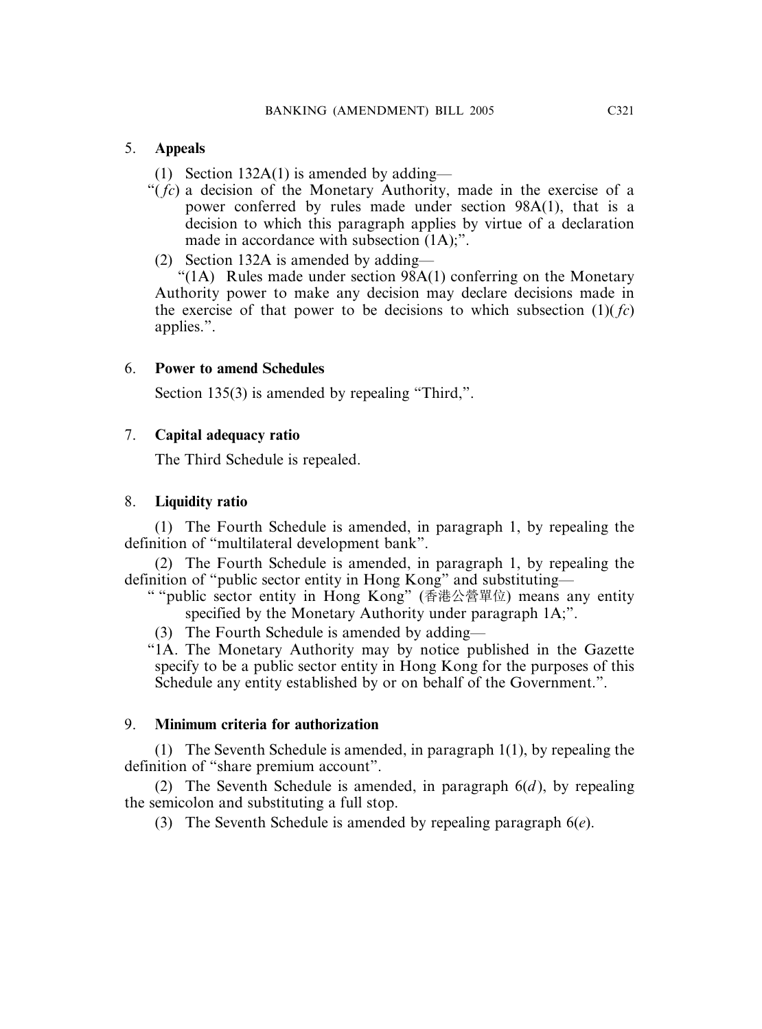### 5. **Appeals**

(1) Section 132A(1) is amended by adding—

"(*fc*) a decision of the Monetary Authority, made in the exercise of a power conferred by rules made under section 98A(1), that is a decision to which this paragraph applies by virtue of a declaration made in accordance with subsection (1A);".

(2) Section 132A is amended by adding—

"(1A) Rules made under section 98A(1) conferring on the Monetary Authority power to make any decision may declare decisions made in the exercise of that power to be decisions to which subsection (1)(*fc*) applies.".

### 6. **Power to amend Schedules**

Section 135(3) is amended by repealing "Third,".

### 7. **Capital adequacy ratio**

The Third Schedule is repealed.

### 8. **Liquidity ratio**

(1) The Fourth Schedule is amended, in paragraph 1, by repealing the definition of "multilateral development bank".

(2) The Fourth Schedule is amended, in paragraph 1, by repealing the definition of "public sector entity in Hong Kong" and substituting—

" "public sector entity in Hong Kong" (香港公營單位) means any entity specified by the Monetary Authority under paragraph 1A;".

(3) The Fourth Schedule is amended by adding—

"1A. The Monetary Authority may by notice published in the Gazette specify to be a public sector entity in Hong Kong for the purposes of this Schedule any entity established by or on behalf of the Government.".

### 9. **Minimum criteria for authorization**

(1) The Seventh Schedule is amended, in paragraph 1(1), by repealing the definition of "share premium account".

(2) The Seventh Schedule is amended, in paragraph 6(*d*), by repealing the semicolon and substituting a full stop.

(3) The Seventh Schedule is amended by repealing paragraph 6(*e*).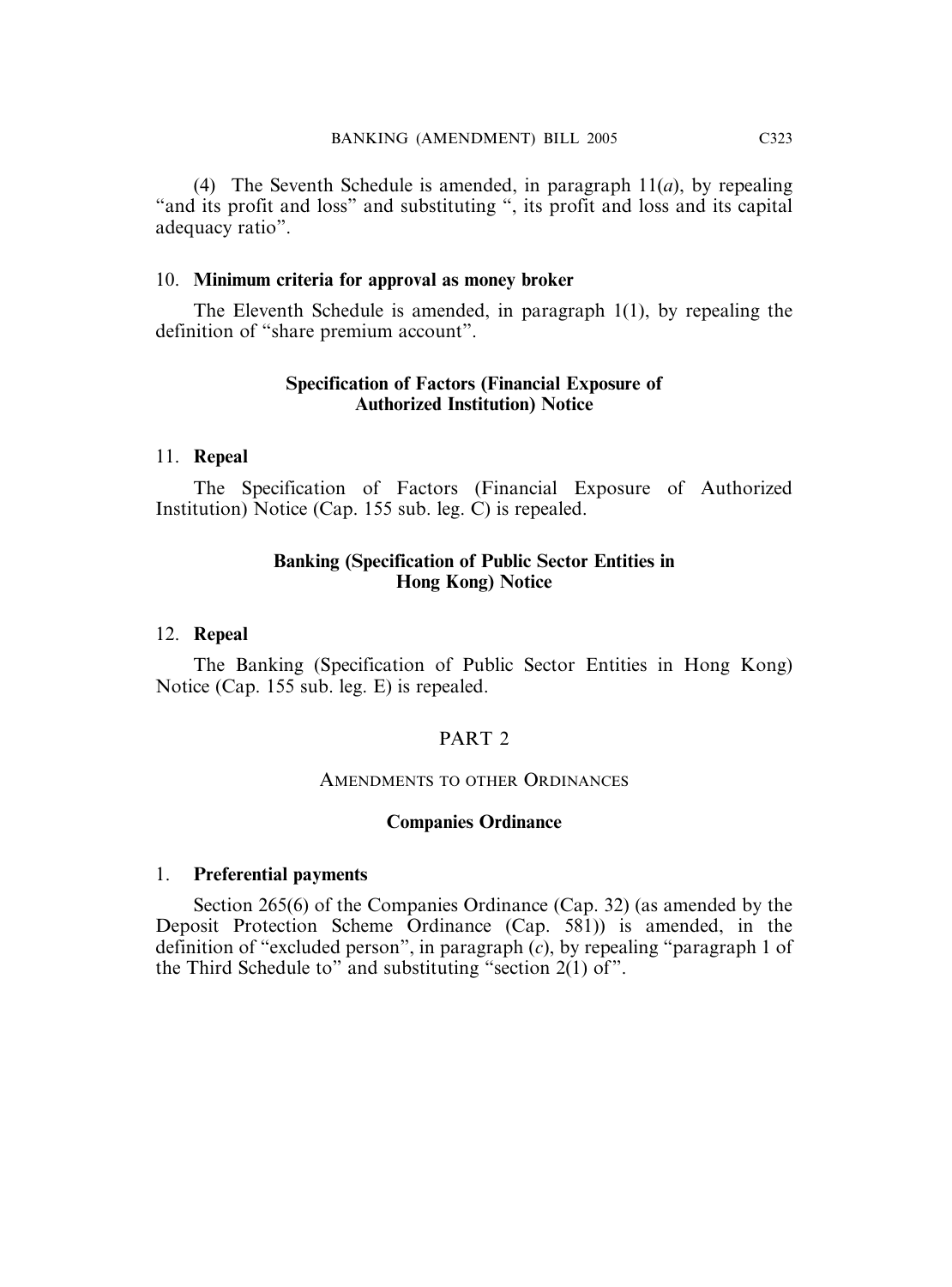(4) The Seventh Schedule is amended, in paragraph 11(*a*), by repealing "and its profit and loss" and substituting ", its profit and loss and its capital adequacy ratio".

### 10. **Minimum criteria for approval as money broker**

The Eleventh Schedule is amended, in paragraph 1(1), by repealing the definition of "share premium account".

## Specification of Factors (Financial Exposure of Authorized Institution) Notice

### 11. **Repeal**

The Specification of Factors (Financial Exposure of Authorized Institution) Notice (Cap. 155 sub. leg. C) is repealed.

## Banking (Specification of Public Sector Entities in Hong Kong) Notice

### 12. **Repeal**

The Banking (Specification of Public Sector Entities in Hong Kong) Notice (Cap. 155 sub. leg. E) is repealed.

# PART 2

## AMENDMENTS TO OTHER ORDINANCES

## Companies Ordinance

### 1. **Preferential payments**

Section 265(6) of the Companies Ordinance (Cap. 32) (as amended by the Deposit Protection Scheme Ordinance (Cap. 581)) is amended, in the definition of "excluded person", in paragraph (*c*), by repealing "paragraph 1 of the Third Schedule to" and substituting "section 2(1) of".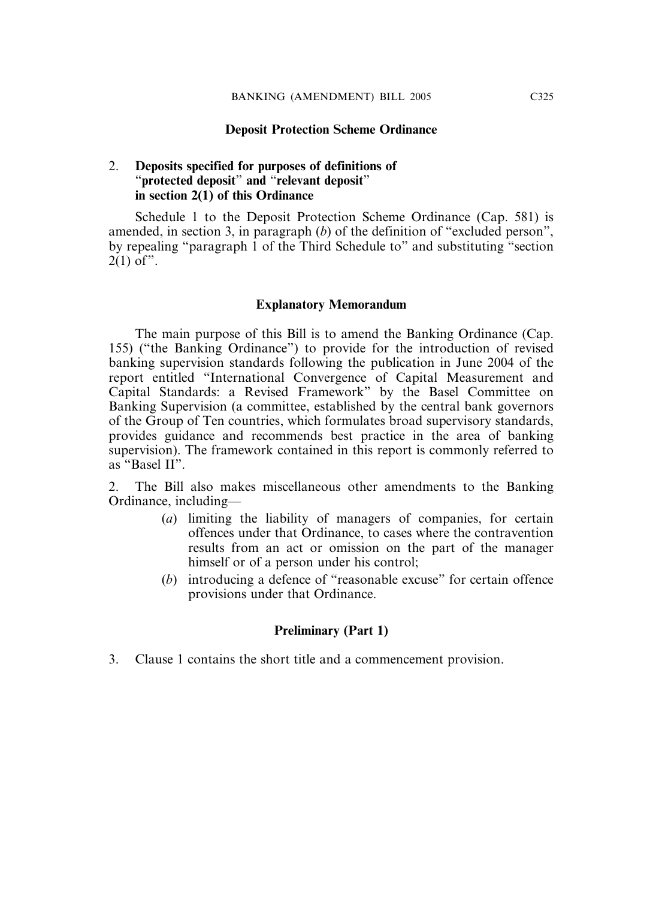## Deposit Protection Scheme Ordinance

### 2. Deposits specified for purposes of definitions of "protected deposit" and "relevant deposit" in section 2(1) of this Ordinance

Schedule 1 to the Deposit Protection Scheme Ordinance (Cap. 581) is amended, in section 3, in paragraph (*b*) of the definition of "excluded person", by repealing "paragraph 1 of the Third Schedule to" and substituting "section 2(1) of".

## Explanatory Memorandum

The main purpose of this Bill is to amend the Banking Ordinance (Cap. 155) ("the Banking Ordinance") to provide for the introduction of revised banking supervision standards following the publication in June 2004 of the report entitled "International Convergence of Capital Measurement and Capital Standards: a Revised Framework" by the Basel Committee on Banking Supervision (a committee, established by the central bank governors of the Group of Ten countries, which formulates broad supervisory standards, provides guidance and recommends best practice in the area of banking supervision). The framework contained in this report is commonly referred to as "Basel II".

2. The Bill also makes miscellaneous other amendments to the Banking Ordinance, including—

(*a*) limiting the liability of managers of companies, for certain offences under that Ordinance, to cases where the contravention results from an act or omission on the part of the manager himself or of a person under his control;

(*b*) introducing a defence of "reasonable excuse" for certain offence provisions under that Ordinance.

## Preliminary (Part 1)

3. Clause 1 contains the short title and a commencement provision.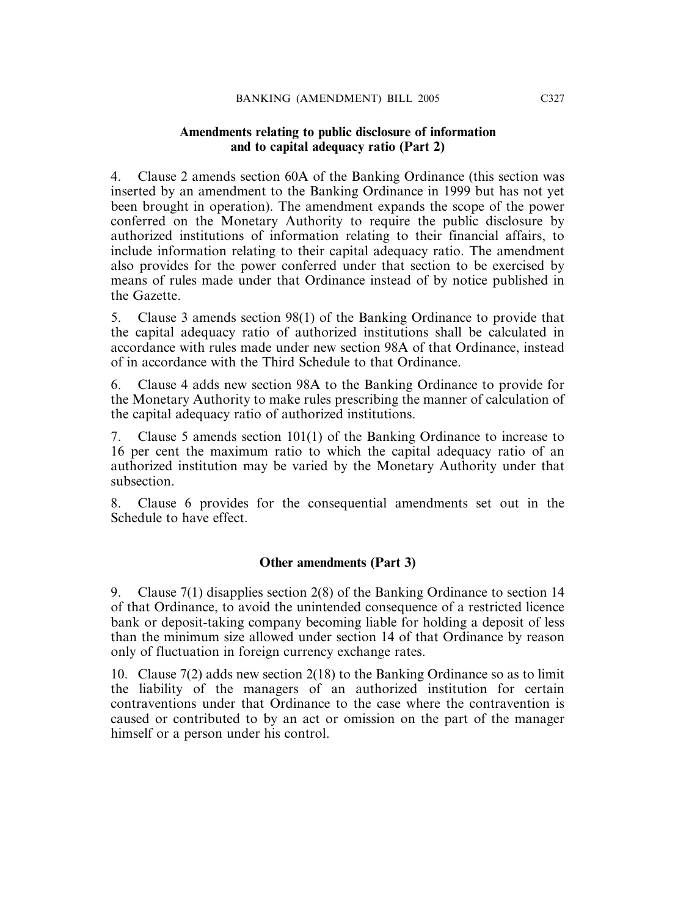### Amendments relating to public disclosure of information and to capital adequacy ratio (Part 2)

4. Clause 2 amends section 60A of the Banking Ordinance (this section was inserted by an amendment to the Banking Ordinance in 1999 but has not yet been brought in operation). The amendment expands the scope of the power conferred on the Monetary Authority to require the public disclosure by authorized institutions of information relating to their financial affairs, to include information relating to their capital adequacy ratio. The amendment also provides for the power conferred under that section to be exercised by means of rules made under that Ordinance instead of by notice published in the Gazette.

5. Clause 3 amends section 98(1) of the Banking Ordinance to provide that the capital adequacy ratio of authorized institutions shall be calculated in accordance with rules made under new section 98A of that Ordinance, instead of in accordance with the Third Schedule to that Ordinance.

6. Clause 4 adds new section 98A to the Banking Ordinance to provide for the Monetary Authority to make rules prescribing the manner of calculation of the capital adequacy ratio of authorized institutions.

7. Clause 5 amends section 101(1) of the Banking Ordinance to increase to 16 per cent the maximum ratio to which the capital adequacy ratio of an authorized institution may be varied by the Monetary Authority under that subsection.

8. Clause 6 provides for the consequential amendments set out in the Schedule to have effect.

### Other amendments (Part 3)

9. Clause 7(1) disapplies section 2(8) of the Banking Ordinance to section 14 of that Ordinance, to avoid the unintended consequence of a restricted licence bank or deposit-taking company becoming liable for holding a deposit of less than the minimum size allowed under section 14 of that Ordinance by reason only of fluctuation in foreign currency exchange rates.

10. Clause 7(2) adds new section 2(18) to the Banking Ordinance so as to limit the liability of the managers of an authorized institution for certain contraventions under that Ordinance to the case where the contravention is caused or contributed to by an act or omission on the part of the manager himself or a person under his control.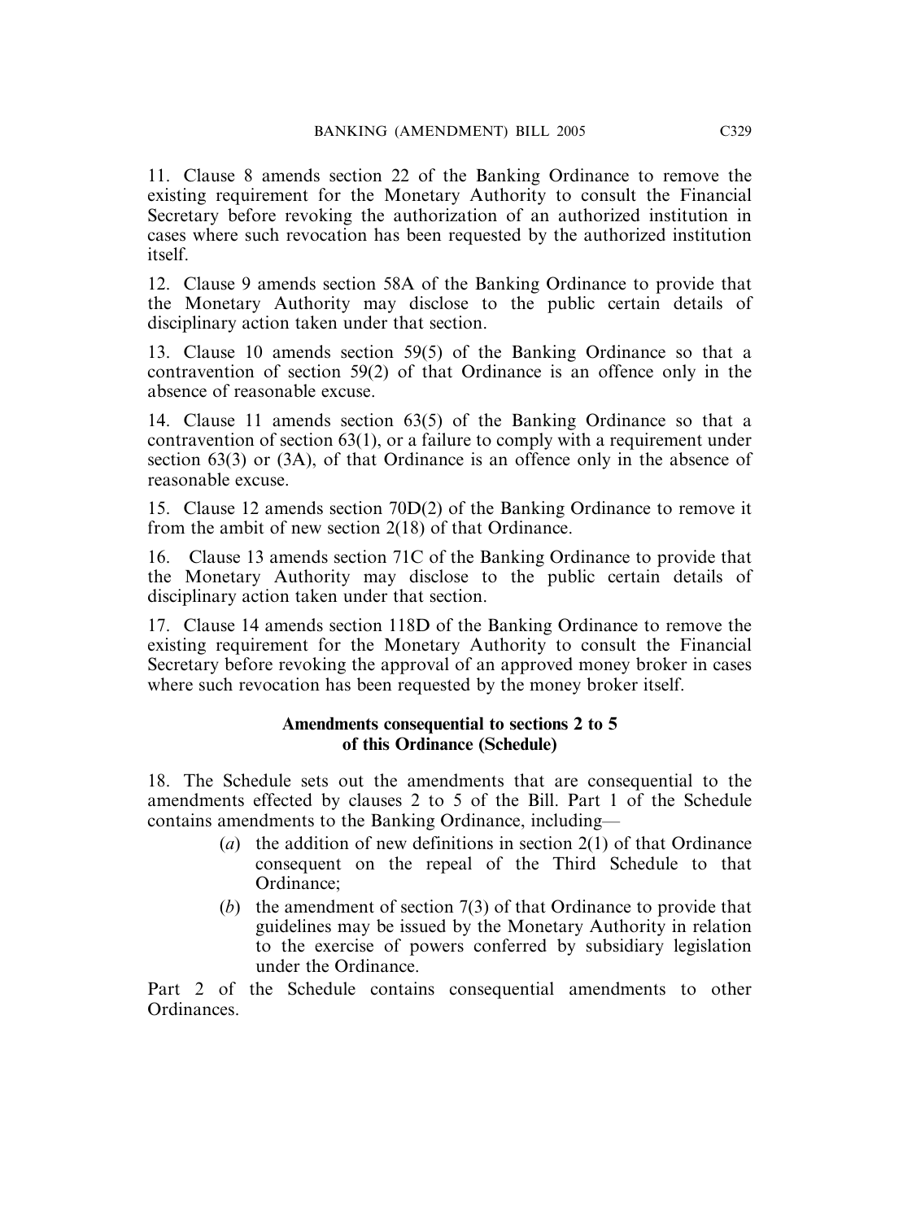11. Clause 8 amends section 22 of the Banking Ordinance to remove the existing requirement for the Monetary Authority to consult the Financial Secretary before revoking the authorization of an authorized institution in cases where such revocation has been requested by the authorized institution itself.

12. Clause 9 amends section 58A of the Banking Ordinance to provide that the Monetary Authority may disclose to the public certain details of disciplinary action taken under that section.

13. Clause 10 amends section 59(5) of the Banking Ordinance so that a contravention of section 59(2) of that Ordinance is an offence only in the absence of reasonable excuse.

14. Clause 11 amends section 63(5) of the Banking Ordinance so that a contravention of section 63(1), or a failure to comply with a requirement under section 63(3) or (3A), of that Ordinance is an offence only in the absence of reasonable excuse.

15. Clause 12 amends section 70D(2) of the Banking Ordinance to remove it from the ambit of new section 2(18) of that Ordinance.

16. Clause 13 amends section 71C of the Banking Ordinance to provide that the Monetary Authority may disclose to the public certain details of disciplinary action taken under that section.

17. Clause 14 amends section 118D of the Banking Ordinance to remove the existing requirement for the Monetary Authority to consult the Financial Secretary before revoking the approval of an approved money broker in cases where such revocation has been requested by the money broker itself.

**Amendments consequential to sections 2 to 5 of this Ordinance (Schedule)**

18. The Schedule sets out the amendments that are consequential to the amendments effected by clauses 2 to 5 of the Bill. Part 1 of the Schedule contains amendments to the Banking Ordinance, including—

- (*a*) the addition of new definitions in section 2(1) of that Ordinance consequent on the repeal of the Third Schedule to that Ordinance;
- (*b*) the amendment of section 7(3) of that Ordinance to provide that guidelines may be issued by the Monetary Authority in relation to the exercise of powers conferred by subsidiary legislation under the Ordinance.

Part 2 of the Schedule contains consequential amendments to other Ordinances.